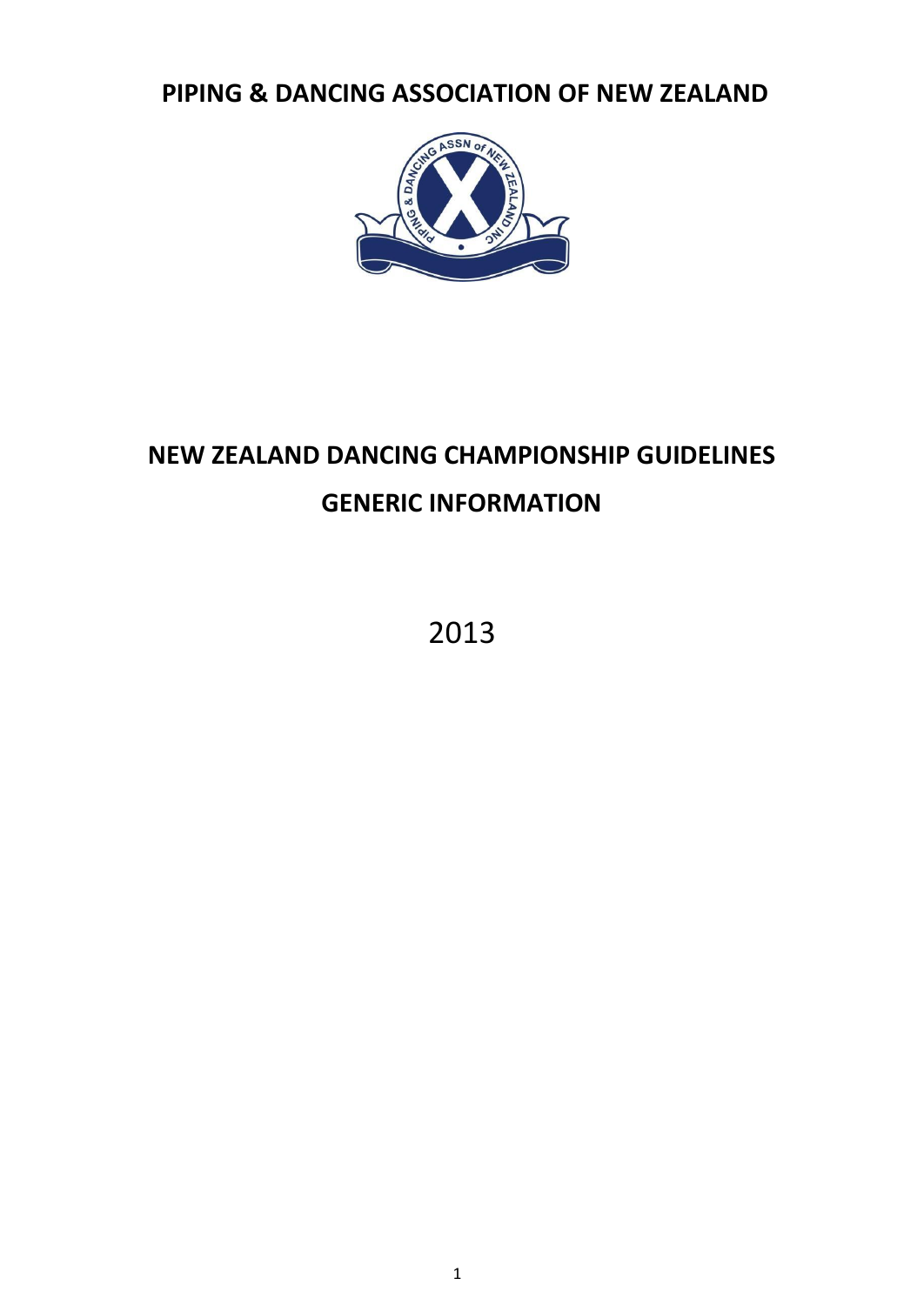# PIPING & DANCING ASSOCIATION OF NEW ZEALAND

## NEW ZEALAND DANCING CHAMPIONSHIP GUIDELINES

## GENERIC INFORMATION

2013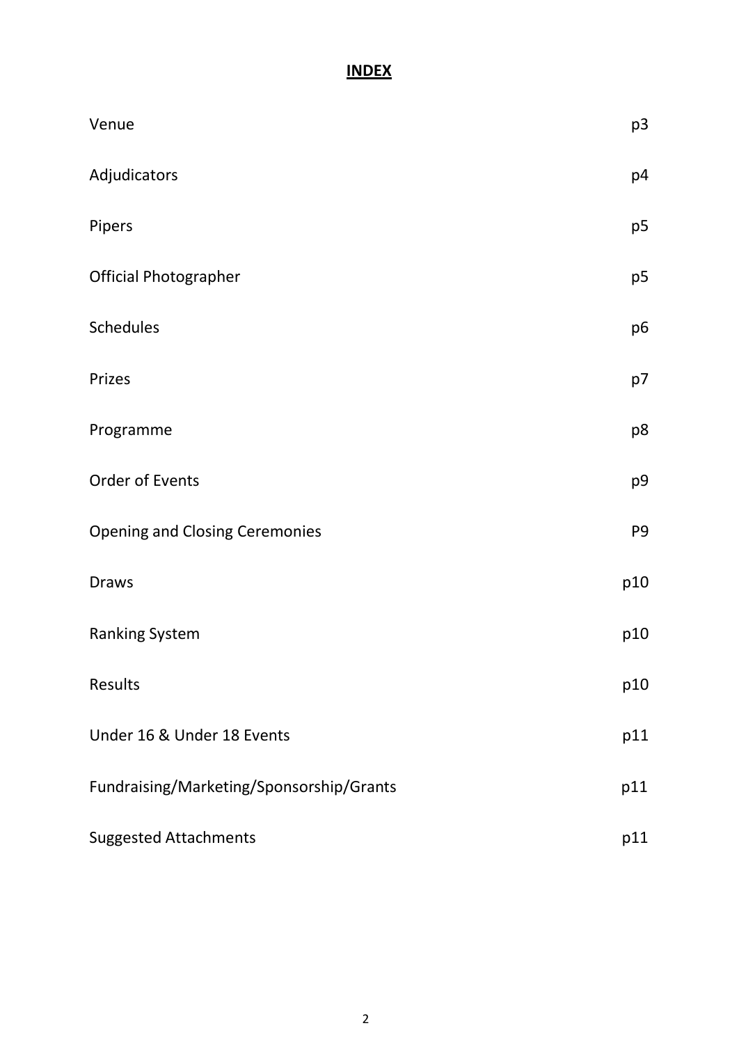# INDEX

| | |
|---|---|
| Venue | p3 |
| Adjudicators | p4 |
| Pipers | p5 |
| Official Photographer | p5 |
| Schedules | p6 |
| Prizes | p7 |
| Programme | p8 |
| Order of Events | p9 |
| Opening and Closing Ceremonies | P9 |
| Draws | p10 |
| Ranking System | p10 |
| Results | p10 |
| Under 16 & Under 18 Events | p11 |
| Fundraising/Marketing/Sponsorship/Grants | p11 |
| Suggested Attachments | p11 |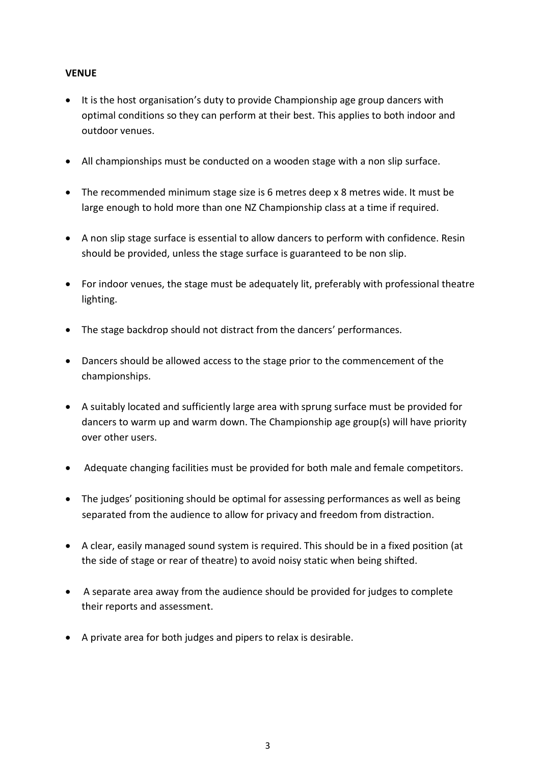**VENUE**

- It is the host organisation's duty to provide Championship age group dancers with optimal conditions so they can perform at their best. This applies to both indoor and outdoor venues.
- All championships must be conducted on a wooden stage with a non slip surface.
- The recommended minimum stage size is 6 metres deep x 8 metres wide. It must be large enough to hold more than one NZ Championship class at a time if required.
- A non slip stage surface is essential to allow dancers to perform with confidence. Resin should be provided, unless the stage surface is guaranteed to be non slip.
- For indoor venues, the stage must be adequately lit, preferably with professional theatre lighting.
- The stage backdrop should not distract from the dancers' performances.
- Dancers should be allowed access to the stage prior to the commencement of the championships.
- A suitably located and sufficiently large area with sprung surface must be provided for dancers to warm up and warm down. The Championship age group(s) will have priority over other users.
- Adequate changing facilities must be provided for both male and female competitors.
- The judges' positioning should be optimal for assessing performances as well as being separated from the audience to allow for privacy and freedom from distraction.
- A clear, easily managed sound system is required. This should be in a fixed position (at the side of stage or rear of theatre) to avoid noisy static when being shifted.
- A separate area away from the audience should be provided for judges to complete their reports and assessment.
- A private area for both judges and pipers to relax is desirable.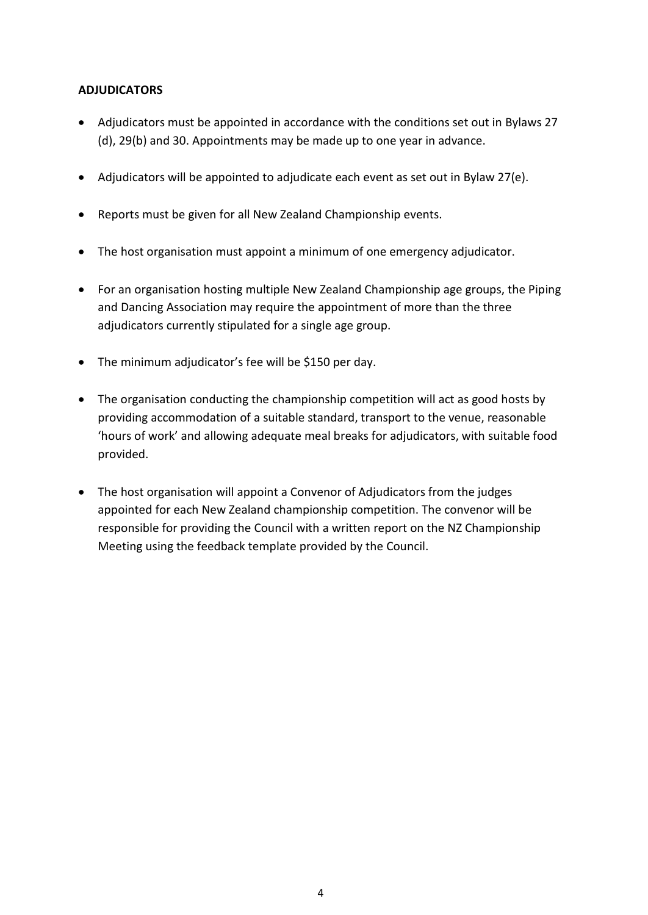**ADJUDICATORS**

- Adjudicators must be appointed in accordance with the conditions set out in Bylaws 27 (d), 29(b) and 30. Appointments may be made up to one year in advance.
- Adjudicators will be appointed to adjudicate each event as set out in Bylaw 27(e).
- Reports must be given for all New Zealand Championship events.
- The host organisation must appoint a minimum of one emergency adjudicator.
- For an organisation hosting multiple New Zealand Championship age groups, the Piping and Dancing Association may require the appointment of more than the three adjudicators currently stipulated for a single age group.
- The minimum adjudicator's fee will be $150 per day.
- The organisation conducting the championship competition will act as good hosts by providing accommodation of a suitable standard, transport to the venue, reasonable 'hours of work' and allowing adequate meal breaks for adjudicators, with suitable food provided.
- The host organisation will appoint a Convenor of Adjudicators from the judges appointed for each New Zealand championship competition. The convenor will be responsible for providing the Council with a written report on the NZ Championship Meeting using the feedback template provided by the Council.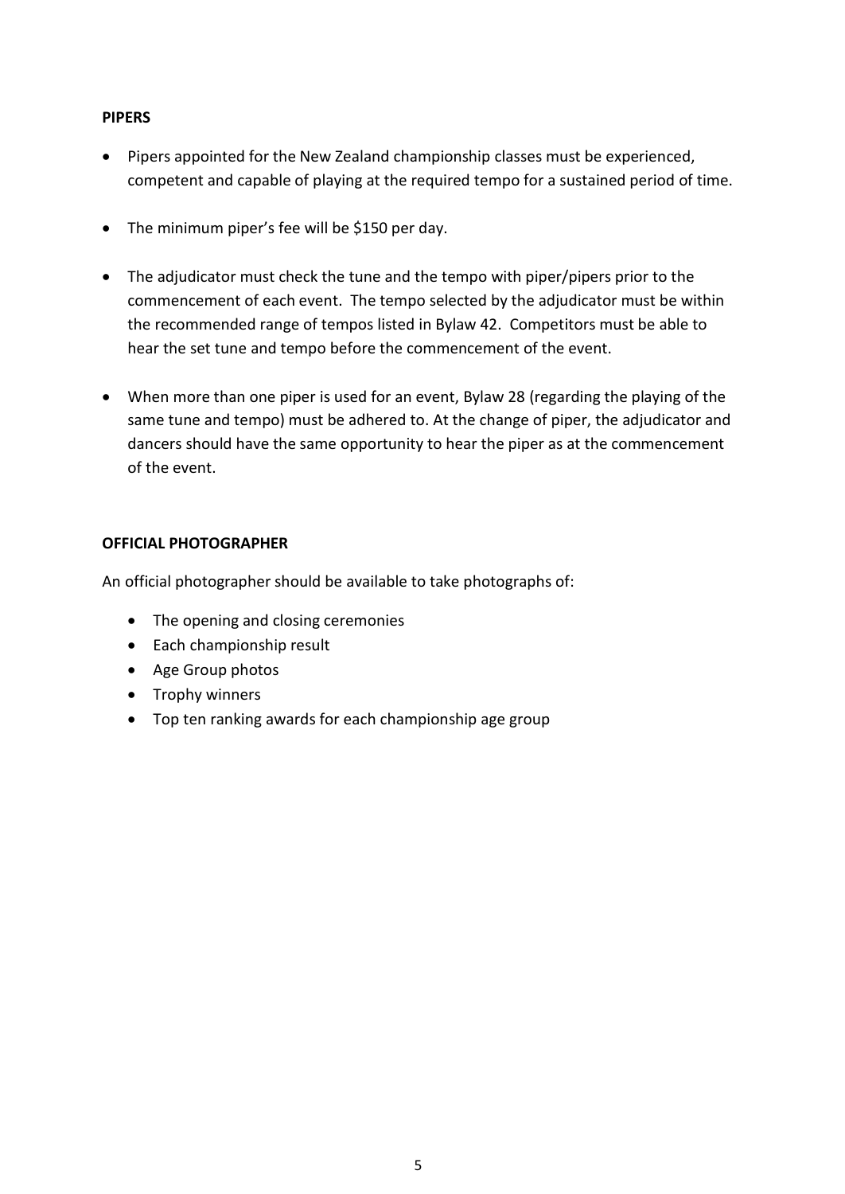**PIPERS**

- Pipers appointed for the New Zealand championship classes must be experienced, competent and capable of playing at the required tempo for a sustained period of time.

- The minimum piper's fee will be $150 per day.

- The adjudicator must check the tune and the tempo with piper/pipers prior to the commencement of each event. The tempo selected by the adjudicator must be within the recommended range of tempos listed in Bylaw 42. Competitors must be able to hear the set tune and tempo before the commencement of the event.

- When more than one piper is used for an event, Bylaw 28 (regarding the playing of the same tune and tempo) must be adhered to. At the change of piper, the adjudicator and dancers should have the same opportunity to hear the piper as at the commencement of the event.

**OFFICIAL PHOTOGRAPHER**

An official photographer should be available to take photographs of:

- The opening and closing ceremonies
- Each championship result
- Age Group photos
- Trophy winners
- Top ten ranking awards for each championship age group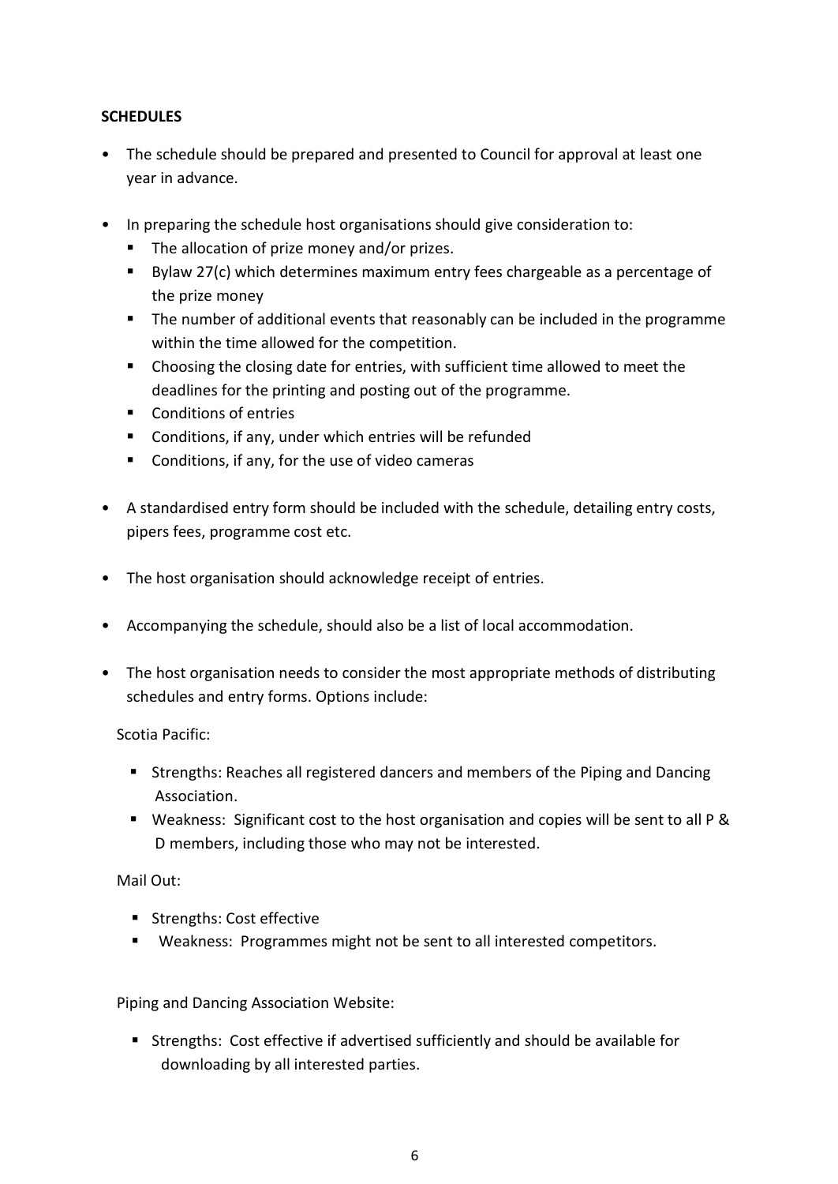**SCHEDULES**

- The schedule should be prepared and presented to Council for approval at least one year in advance.

- In preparing the schedule host organisations should give consideration to:
  - The allocation of prize money and/or prizes.
  - Bylaw 27(c) which determines maximum entry fees chargeable as a percentage of the prize money
  - The number of additional events that reasonably can be included in the programme within the time allowed for the competition.
  - Choosing the closing date for entries, with sufficient time allowed to meet the deadlines for the printing and posting out of the programme.
  - Conditions of entries
  - Conditions, if any, under which entries will be refunded
  - Conditions, if any, for the use of video cameras

- A standardised entry form should be included with the schedule, detailing entry costs, pipers fees, programme cost etc.

- The host organisation should acknowledge receipt of entries.

- Accompanying the schedule, should also be a list of local accommodation.

- The host organisation needs to consider the most appropriate methods of distributing schedules and entry forms. Options include:

  Scotia Pacific:

  - Strengths: Reaches all registered dancers and members of the Piping and Dancing Association.
  - Weakness: Significant cost to the host organisation and copies will be sent to all P & D members, including those who may not be interested.

  Mail Out:

  - Strengths: Cost effective
  - Weakness: Programmes might not be sent to all interested competitors.

  Piping and Dancing Association Website:

  - Strengths: Cost effective if advertised sufficiently and should be available for downloading by all interested parties.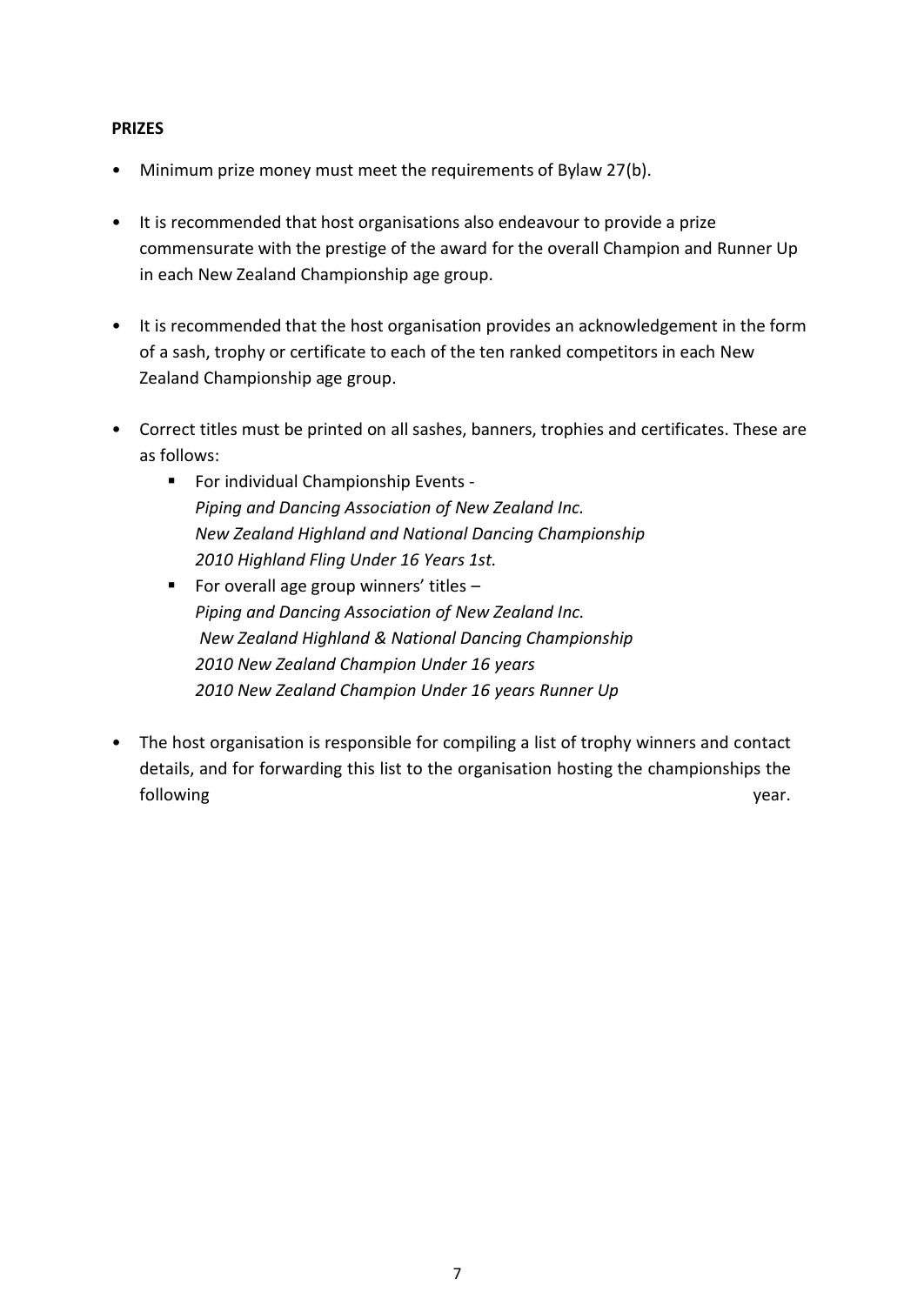**PRIZES**

- Minimum prize money must meet the requirements of Bylaw 27(b).

- It is recommended that host organisations also endeavour to provide a prize commensurate with the prestige of the award for the overall Champion and Runner Up in each New Zealand Championship age group.

- It is recommended that the host organisation provides an acknowledgement in the form of a sash, trophy or certificate to each of the ten ranked competitors in each New Zealand Championship age group.

- Correct titles must be printed on all sashes, banners, trophies and certificates. These are as follows:
  - For individual Championship Events -
    *Piping and Dancing Association of New Zealand Inc.*
    *New Zealand Highland and National Dancing Championship*
    *2010 Highland Fling Under 16 Years 1st.*
  - For overall age group winners' titles –
    *Piping and Dancing Association of New Zealand Inc.*
    *New Zealand Highland & National Dancing Championship*
    *2010 New Zealand Champion Under 16 years*
    *2010 New Zealand Champion Under 16 years Runner Up*

- The host organisation is responsible for compiling a list of trophy winners and contact details, and for forwarding this list to the organisation hosting the championships the following year.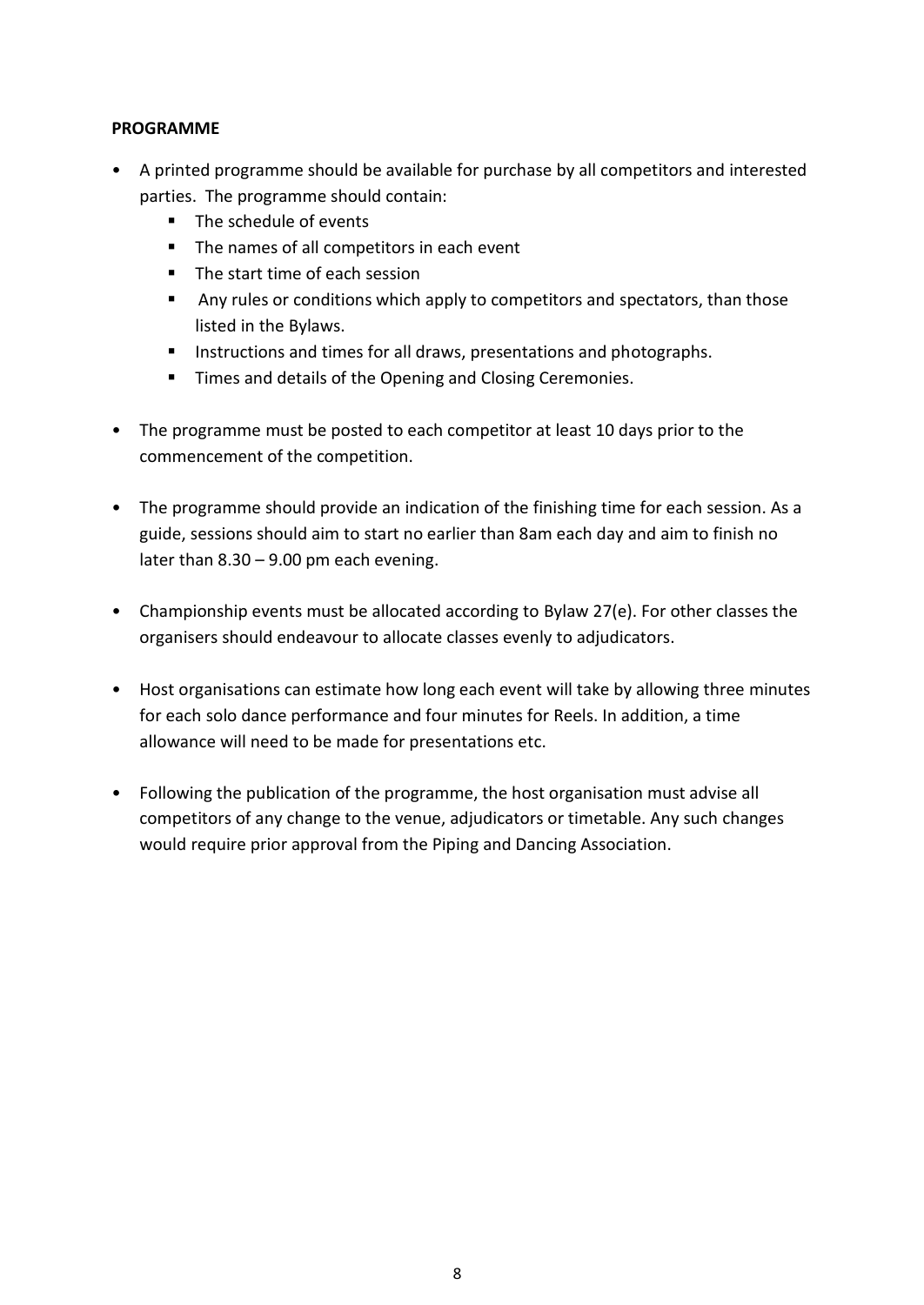**PROGRAMME**

- A printed programme should be available for purchase by all competitors and interested parties. The programme should contain:
  - The schedule of events
  - The names of all competitors in each event
  - The start time of each session
  - Any rules or conditions which apply to competitors and spectators, than those listed in the Bylaws.
  - Instructions and times for all draws, presentations and photographs.
  - Times and details of the Opening and Closing Ceremonies.

- The programme must be posted to each competitor at least 10 days prior to the commencement of the competition.

- The programme should provide an indication of the finishing time for each session. As a guide, sessions should aim to start no earlier than 8am each day and aim to finish no later than 8.30 – 9.00 pm each evening.

- Championship events must be allocated according to Bylaw 27(e). For other classes the organisers should endeavour to allocate classes evenly to adjudicators.

- Host organisations can estimate how long each event will take by allowing three minutes for each solo dance performance and four minutes for Reels. In addition, a time allowance will need to be made for presentations etc.

- Following the publication of the programme, the host organisation must advise all competitors of any change to the venue, adjudicators or timetable. Any such changes would require prior approval from the Piping and Dancing Association.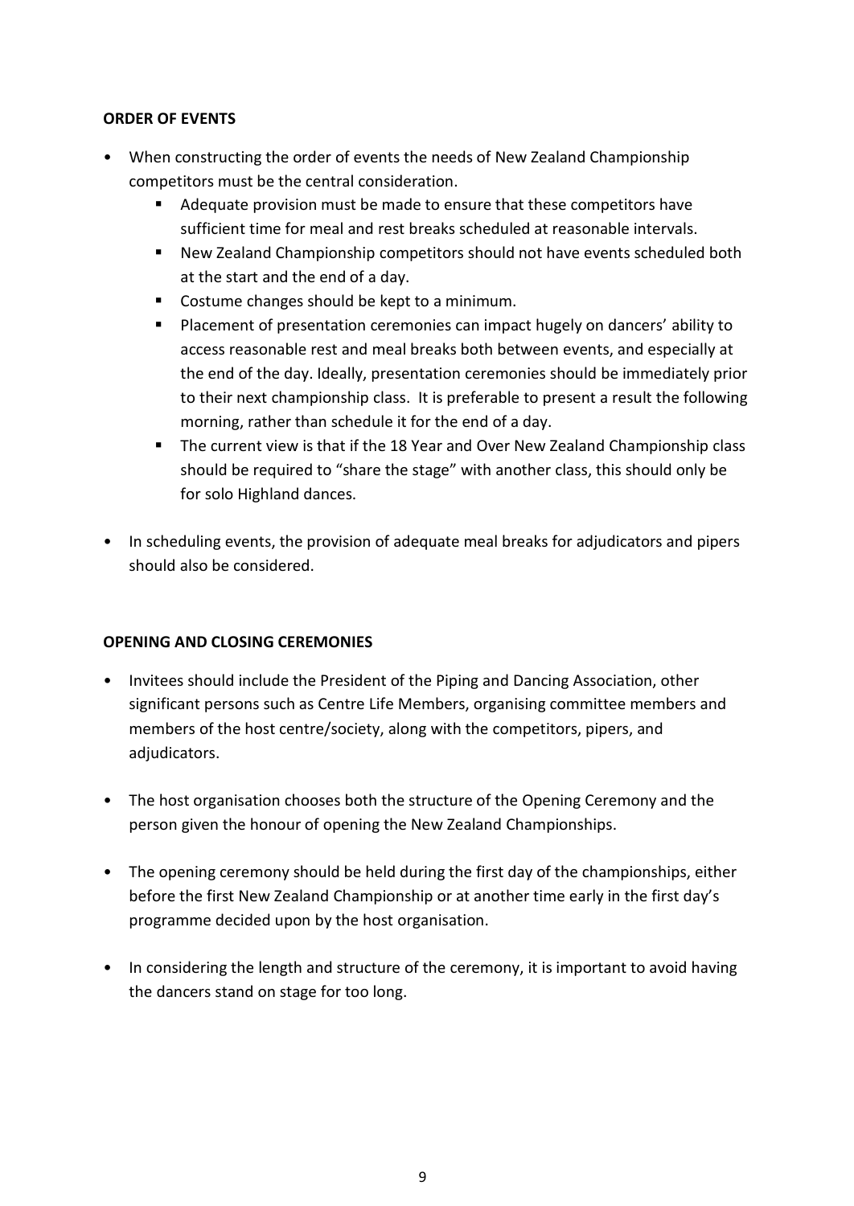**ORDER OF EVENTS**

- When constructing the order of events the needs of New Zealand Championship competitors must be the central consideration.
  - Adequate provision must be made to ensure that these competitors have sufficient time for meal and rest breaks scheduled at reasonable intervals.
  - New Zealand Championship competitors should not have events scheduled both at the start and the end of a day.
  - Costume changes should be kept to a minimum.
  - Placement of presentation ceremonies can impact hugely on dancers' ability to access reasonable rest and meal breaks both between events, and especially at the end of the day. Ideally, presentation ceremonies should be immediately prior to their next championship class. It is preferable to present a result the following morning, rather than schedule it for the end of a day.
  - The current view is that if the 18 Year and Over New Zealand Championship class should be required to "share the stage" with another class, this should only be for solo Highland dances.

- In scheduling events, the provision of adequate meal breaks for adjudicators and pipers should also be considered.

**OPENING AND CLOSING CEREMONIES**

- Invitees should include the President of the Piping and Dancing Association, other significant persons such as Centre Life Members, organising committee members and members of the host centre/society, along with the competitors, pipers, and adjudicators.

- The host organisation chooses both the structure of the Opening Ceremony and the person given the honour of opening the New Zealand Championships.

- The opening ceremony should be held during the first day of the championships, either before the first New Zealand Championship or at another time early in the first day's programme decided upon by the host organisation.

- In considering the length and structure of the ceremony, it is important to avoid having the dancers stand on stage for too long.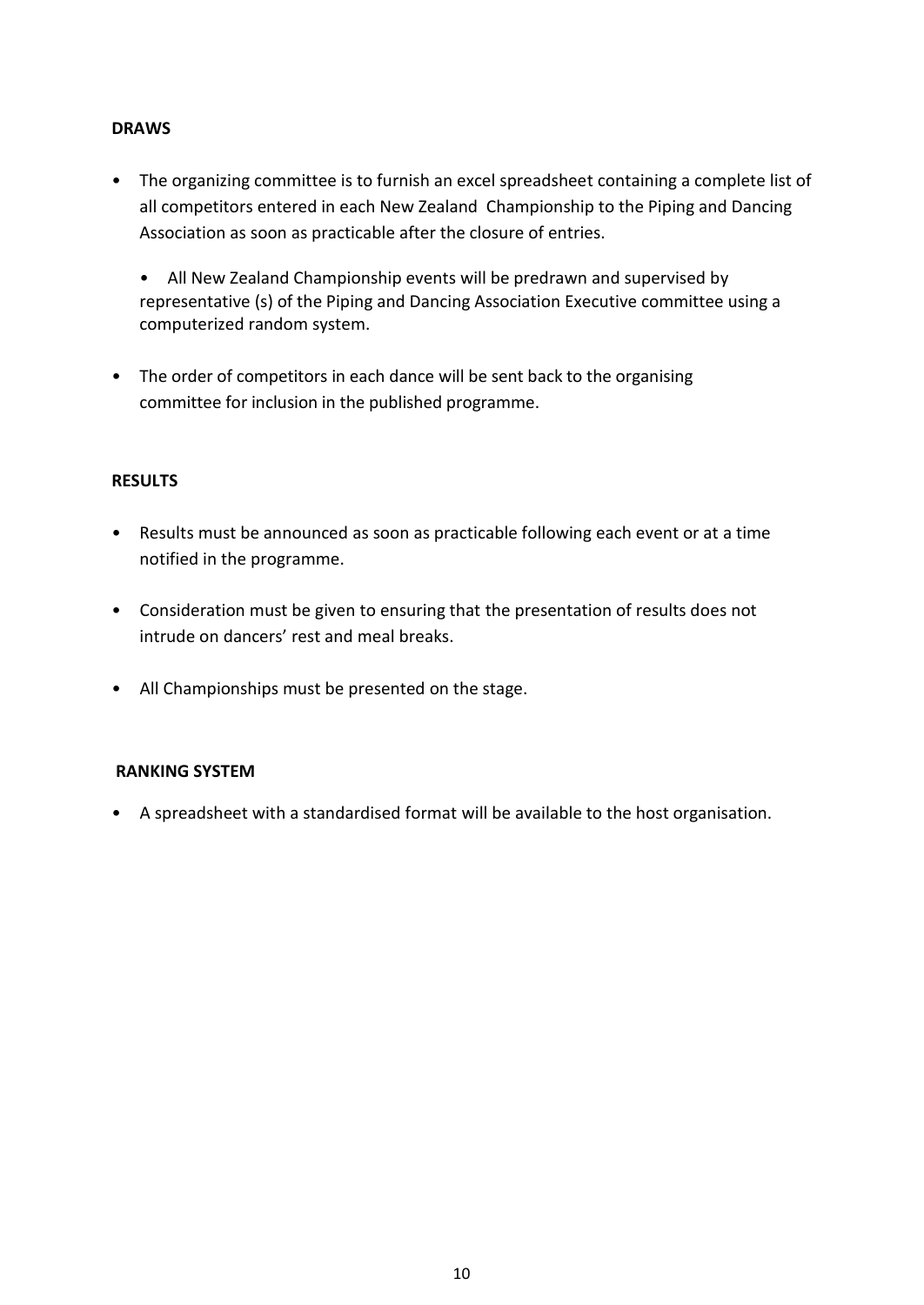**DRAWS**

- The organizing committee is to furnish an excel spreadsheet containing a complete list of all competitors entered in each New Zealand Championship to the Piping and Dancing Association as soon as practicable after the closure of entries.
  - All New Zealand Championship events will be predrawn and supervised by representative (s) of the Piping and Dancing Association Executive committee using a computerized random system.
- The order of competitors in each dance will be sent back to the organising committee for inclusion in the published programme.

**RESULTS**

- Results must be announced as soon as practicable following each event or at a time notified in the programme.
- Consideration must be given to ensuring that the presentation of results does not intrude on dancers' rest and meal breaks.
- All Championships must be presented on the stage.

**RANKING SYSTEM**

- A spreadsheet with a standardised format will be available to the host organisation.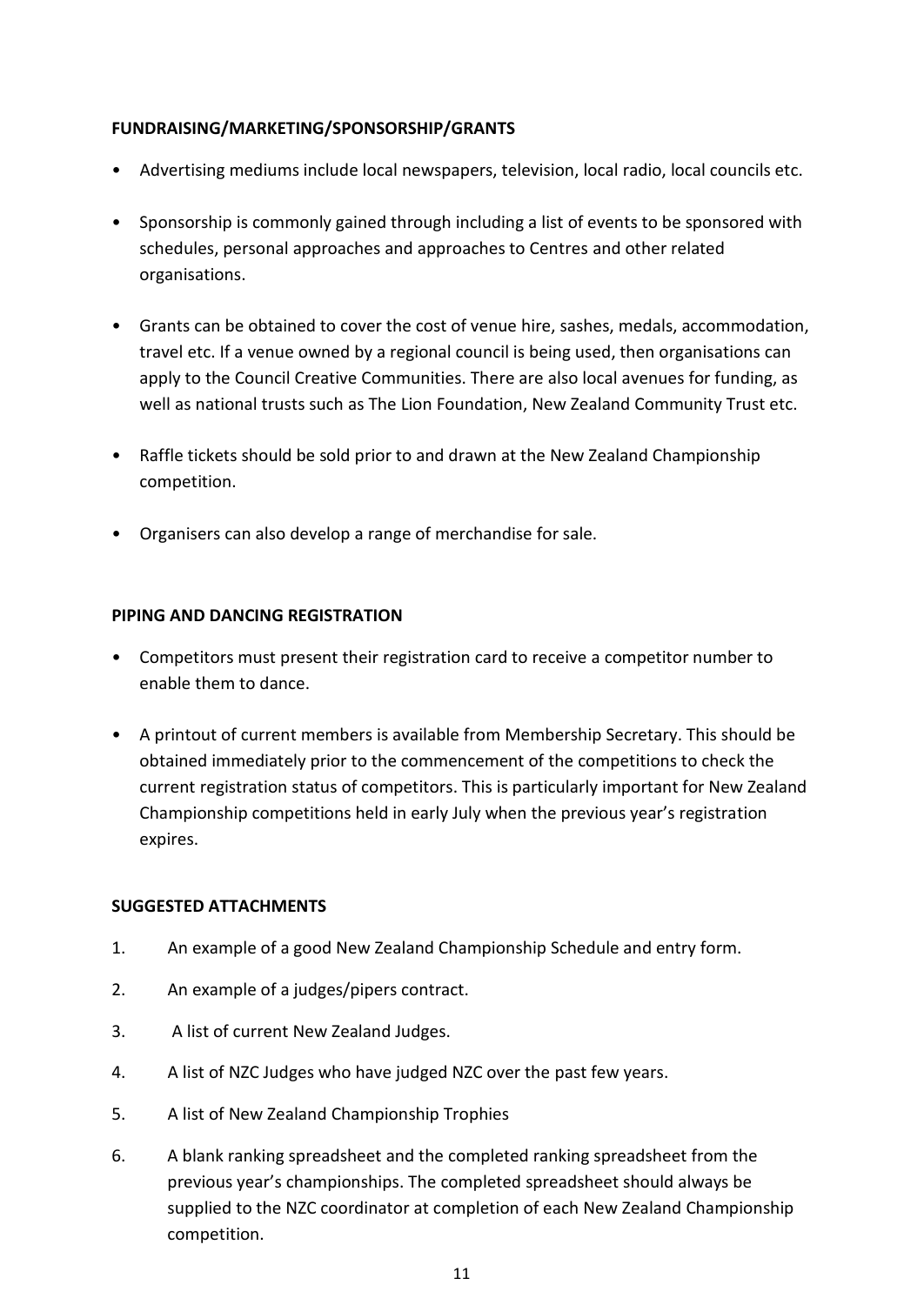**FUNDRAISING/MARKETING/SPONSORSHIP/GRANTS**

- Advertising mediums include local newspapers, television, local radio, local councils etc.
- Sponsorship is commonly gained through including a list of events to be sponsored with schedules, personal approaches and approaches to Centres and other related organisations.
- Grants can be obtained to cover the cost of venue hire, sashes, medals, accommodation, travel etc. If a venue owned by a regional council is being used, then organisations can apply to the Council Creative Communities. There are also local avenues for funding, as well as national trusts such as The Lion Foundation, New Zealand Community Trust etc.
- Raffle tickets should be sold prior to and drawn at the New Zealand Championship competition.
- Organisers can also develop a range of merchandise for sale.

**PIPING AND DANCING REGISTRATION**

- Competitors must present their registration card to receive a competitor number to enable them to dance.
- A printout of current members is available from Membership Secretary. This should be obtained immediately prior to the commencement of the competitions to check the current registration status of competitors. This is particularly important for New Zealand Championship competitions held in early July when the previous year's registration expires.

**SUGGESTED ATTACHMENTS**

1. An example of a good New Zealand Championship Schedule and entry form.
2. An example of a judges/pipers contract.
3. A list of current New Zealand Judges.
4. A list of NZC Judges who have judged NZC over the past few years.
5. A list of New Zealand Championship Trophies
6. A blank ranking spreadsheet and the completed ranking spreadsheet from the previous year's championships. The completed spreadsheet should always be supplied to the NZC coordinator at completion of each New Zealand Championship competition.